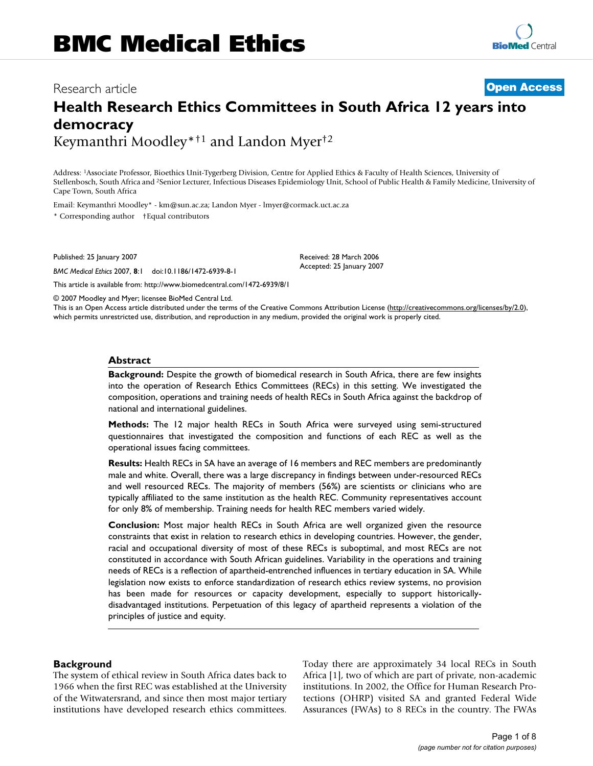# BMC Medical Ethics

Research article

**Open Access**

# Health Research Ethics Committees in South Africa 12 years into democracy

Keymanthri Moodley*†1 and Landon Myer†2

Address: 1Associate Professor, Bioethics Unit-Tygerberg Division, Centre for Applied Ethics & Faculty of Health Sciences, University of Stellenbosch, South Africa and 2Senior Lecturer, Infectious Diseases Epidemiology Unit, School of Public Health & Family Medicine, University of Cape Town, South Africa

Email: Keymanthri Moodley* - km@sun.ac.za; Landon Myer - lmyer@cormack.uct.ac.za

\* Corresponding author †Equal contributors

Published: 25 January 2007

Received: 28 March 2006

Accepted: 25 January 2007

*BMC Medical Ethics* 2007, **8**:1 doi:10.1186/1472-6939-8-1

This article is available from: http://www.biomedcentral.com/1472-6939/8/1

© 2007 Moodley and Myer; licensee BioMed Central Ltd.

This is an Open Access article distributed under the terms of the Creative Commons Attribution License (http://creativecommons.org/licenses/by/2.0), which permits unrestricted use, distribution, and reproduction in any medium, provided the original work is properly cited.

## Abstract

**Background:** Despite the growth of biomedical research in South Africa, there are few insights into the operation of Research Ethics Committees (RECs) in this setting. We investigated the composition, operations and training needs of health RECs in South Africa against the backdrop of national and international guidelines.

**Methods:** The 12 major health RECs in South Africa were surveyed using semi-structured questionnaires that investigated the composition and functions of each REC as well as the operational issues facing committees.

**Results:** Health RECs in SA have an average of 16 members and REC members are predominantly male and white. Overall, there was a large discrepancy in findings between under-resourced RECs and well resourced RECs. The majority of members (56%) are scientists or clinicians who are typically affiliated to the same institution as the health REC. Community representatives account for only 8% of membership. Training needs for health REC members varied widely.

**Conclusion:** Most major health RECs in South Africa are well organized given the resource constraints that exist in relation to research ethics in developing countries. However, the gender, racial and occupational diversity of most of these RECs is suboptimal, and most RECs are not constituted in accordance with South African guidelines. Variability in the operations and training needs of RECs is a reflection of apartheid-entrenched influences in tertiary education in SA. While legislation now exists to enforce standardization of research ethics review systems, no provision has been made for resources or capacity development, especially to support historically-disadvantaged institutions. Perpetuation of this legacy of apartheid represents a violation of the principles of justice and equity.

## Background

The system of ethical review in South Africa dates back to 1966 when the first REC was established at the University of the Witwatersrand, and since then most major tertiary institutions have developed research ethics committees. Today there are approximately 34 local RECs in South Africa [1], two of which are part of private, non-academic institutions. In 2002, the Office for Human Research Protections (OHRP) visited SA and granted Federal Wide Assurances (FWAs) to 8 RECs in the country. The FWAs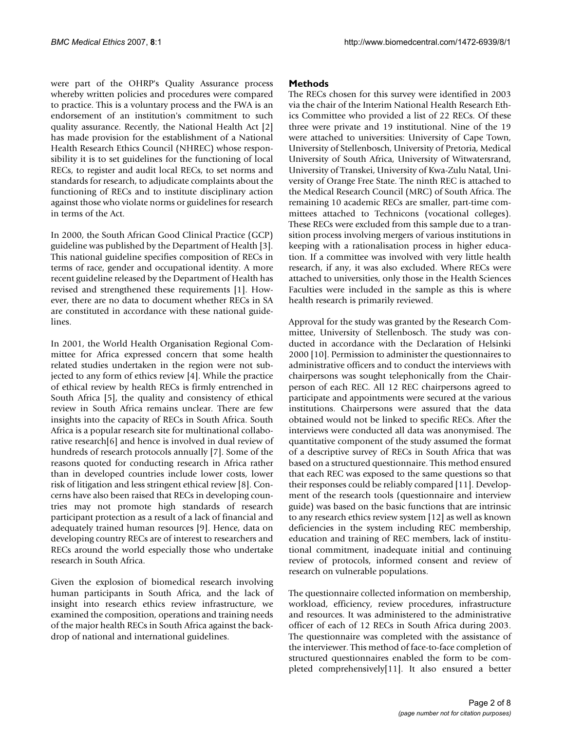were part of the OHRP's Quality Assurance process whereby written policies and procedures were compared to practice. This is a voluntary process and the FWA is an endorsement of an institution's commitment to such quality assurance. Recently, the National Health Act [2] has made provision for the establishment of a National Health Research Ethics Council (NHREC) whose responsibility it is to set guidelines for the functioning of local RECs, to register and audit local RECs, to set norms and standards for research, to adjudicate complaints about the functioning of RECs and to institute disciplinary action against those who violate norms or guidelines for research in terms of the Act.

In 2000, the South African Good Clinical Practice (GCP) guideline was published by the Department of Health [3]. This national guideline specifies composition of RECs in terms of race, gender and occupational identity. A more recent guideline released by the Department of Health has revised and strengthened these requirements [1]. However, there are no data to document whether RECs in SA are constituted in accordance with these national guidelines.

In 2001, the World Health Organisation Regional Committee for Africa expressed concern that some health related studies undertaken in the region were not subjected to any form of ethics review [4]. While the practice of ethical review by health RECs is firmly entrenched in South Africa [5], the quality and consistency of ethical review in South Africa remains unclear. There are few insights into the capacity of RECs in South Africa. South Africa is a popular research site for multinational collaborative research[6] and hence is involved in dual review of hundreds of research protocols annually [7]. Some of the reasons quoted for conducting research in Africa rather than in developed countries include lower costs, lower risk of litigation and less stringent ethical review [8]. Concerns have also been raised that RECs in developing countries may not promote high standards of research participant protection as a result of a lack of financial and adequately trained human resources [9]. Hence, data on developing country RECs are of interest to researchers and RECs around the world especially those who undertake research in South Africa.

Given the explosion of biomedical research involving human participants in South Africa, and the lack of insight into research ethics review infrastructure, we examined the composition, operations and training needs of the major health RECs in South Africa against the backdrop of national and international guidelines.

## Methods

The RECs chosen for this survey were identified in 2003 via the chair of the Interim National Health Research Ethics Committee who provided a list of 22 RECs. Of these three were private and 19 institutional. Nine of the 19 were attached to universities: University of Cape Town, University of Stellenbosch, University of Pretoria, Medical University of South Africa, University of Witwatersrand, University of Transkei, University of Kwa-Zulu Natal, University of Orange Free State. The ninth REC is attached to the Medical Research Council (MRC) of South Africa. The remaining 10 academic RECs are smaller, part-time committees attached to Technicons (vocational colleges). These RECs were excluded from this sample due to a transition process involving mergers of various institutions in keeping with a rationalisation process in higher education. If a committee was involved with very little health research, if any, it was also excluded. Where RECs were attached to universities, only those in the Health Sciences Faculties were included in the sample as this is where health research is primarily reviewed.

Approval for the study was granted by the Research Committee, University of Stellenbosch. The study was conducted in accordance with the Declaration of Helsinki 2000 [10]. Permission to administer the questionnaires to administrative officers and to conduct the interviews with chairpersons was sought telephonically from the Chairperson of each REC. All 12 REC chairpersons agreed to participate and appointments were secured at the various institutions. Chairpersons were assured that the data obtained would not be linked to specific RECs. After the interviews were conducted all data was anonymised. The quantitative component of the study assumed the format of a descriptive survey of RECs in South Africa that was based on a structured questionnaire. This method ensured that each REC was exposed to the same questions so that their responses could be reliably compared [11]. Development of the research tools (questionnaire and interview guide) was based on the basic functions that are intrinsic to any research ethics review system [12] as well as known deficiencies in the system including REC membership, education and training of REC members, lack of institutional commitment, inadequate initial and continuing review of protocols, informed consent and review of research on vulnerable populations.

The questionnaire collected information on membership, workload, efficiency, review procedures, infrastructure and resources. It was administered to the administrative officer of each of 12 RECs in South Africa during 2003. The questionnaire was completed with the assistance of the interviewer. This method of face-to-face completion of structured questionnaires enabled the form to be completed comprehensively[11]. It also ensured a better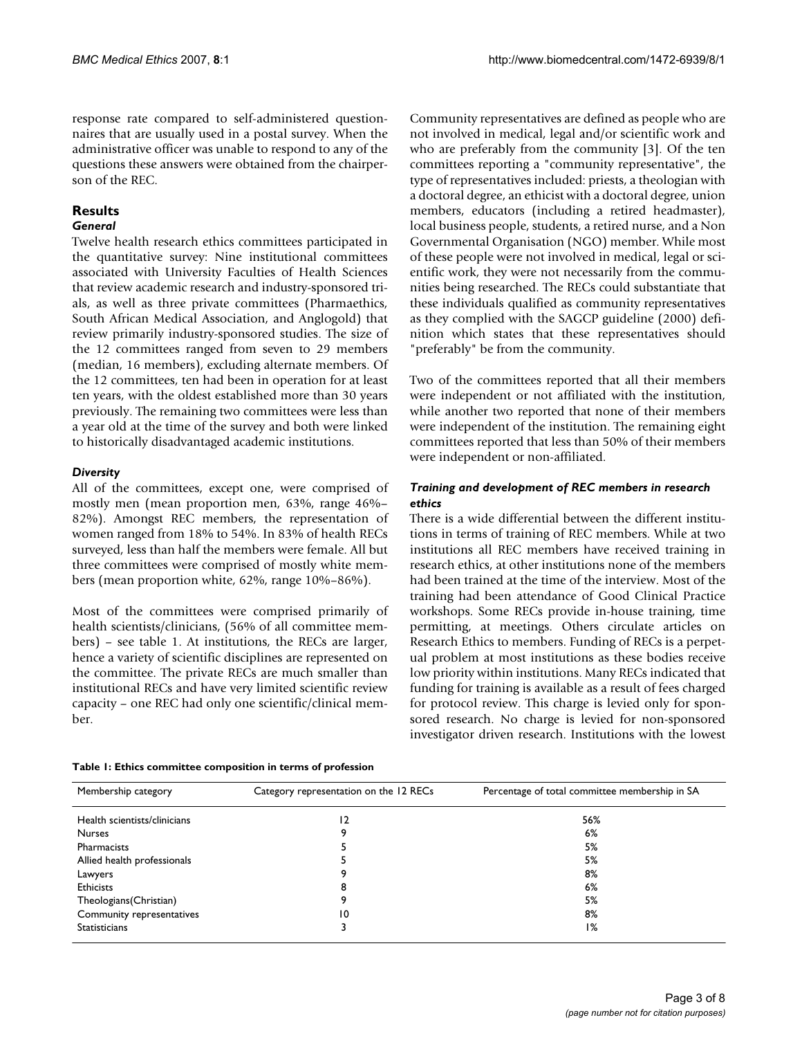response rate compared to self-administered questionnaires that are usually used in a postal survey. When the administrative officer was unable to respond to any of the questions these answers were obtained from the chairperson of the REC.

## Results

### *General*

Twelve health research ethics committees participated in the quantitative survey: Nine institutional committees associated with University Faculties of Health Sciences that review academic research and industry-sponsored trials, as well as three private committees (Pharmaethics, South African Medical Association, and Anglogold) that review primarily industry-sponsored studies. The size of the 12 committees ranged from seven to 29 members (median, 16 members), excluding alternate members. Of the 12 committees, ten had been in operation for at least ten years, with the oldest established more than 30 years previously. The remaining two committees were less than a year old at the time of the survey and both were linked to historically disadvantaged academic institutions.

### *Diversity*

All of the committees, except one, were comprised of mostly men (mean proportion men, 63%, range 46%–82%). Amongst REC members, the representation of women ranged from 18% to 54%. In 83% of health RECs surveyed, less than half the members were female. All but three committees were comprised of mostly white members (mean proportion white, 62%, range 10%–86%).

Most of the committees were comprised primarily of health scientists/clinicians, (56% of all committee members) – see table 1. At institutions, the RECs are larger, hence a variety of scientific disciplines are represented on the committee. The private RECs are much smaller than institutional RECs and have very limited scientific review capacity – one REC had only one scientific/clinical member.

Community representatives are defined as people who are not involved in medical, legal and/or scientific work and who are preferably from the community [3]. Of the ten committees reporting a "community representative", the type of representatives included: priests, a theologian with a doctoral degree, an ethicist with a doctoral degree, union members, educators (including a retired headmaster), local business people, students, a retired nurse, and a Non Governmental Organisation (NGO) member. While most of these people were not involved in medical, legal or scientific work, they were not necessarily from the communities being researched. The RECs could substantiate that these individuals qualified as community representatives as they complied with the SAGCP guideline (2000) definition which states that these representatives should "preferably" be from the community.

Two of the committees reported that all their members were independent or not affiliated with the institution, while another two reported that none of their members were independent of the institution. The remaining eight committees reported that less than 50% of their members were independent or non-affiliated.

### *Training and development of REC members in research ethics*

There is a wide differential between the different institutions in terms of training of REC members. While at two institutions all REC members have received training in research ethics, at other institutions none of the members had been trained at the time of the interview. Most of the training had been attendance of Good Clinical Practice workshops. Some RECs provide in-house training, time permitting, at meetings. Others circulate articles on Research Ethics to members. Funding of RECs is a perpetual problem at most institutions as these bodies receive low priority within institutions. Many RECs indicated that funding for training is available as a result of fees charged for protocol review. This charge is levied only for sponsored research. No charge is levied for non-sponsored investigator driven research. Institutions with the lowest

**Table 1: Ethics committee composition in terms of profession**

| Membership category | Category representation on the 12 RECs | Percentage of total committee membership in SA |
| --- | --- | --- |
| Health scientists/clinicians | 12 | 56% |
| Nurses | 9 | 6% |
| Pharmacists | 5 | 5% |
| Allied health professionals | 5 | 5% |
| Lawyers | 9 | 8% |
| Ethicists | 8 | 6% |
| Theologians(Christian) | 9 | 5% |
| Community representatives | 10 | 8% |
| Statisticians | 3 | 1% |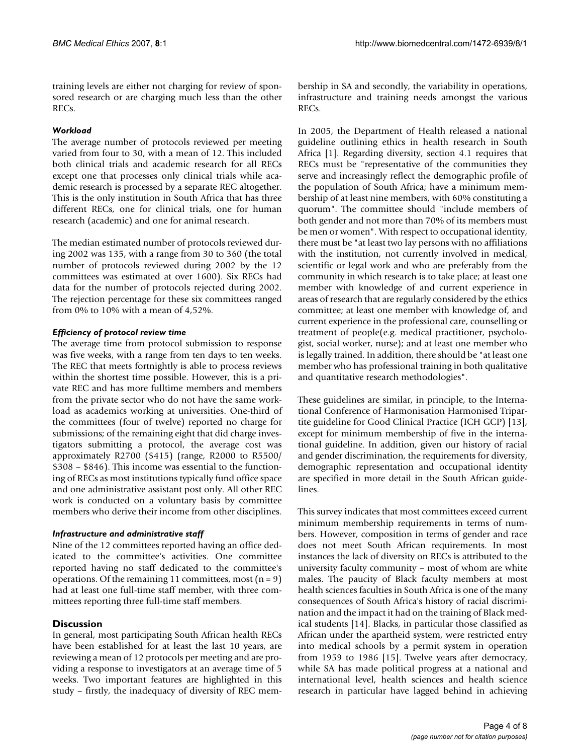training levels are either not charging for review of sponsored research or are charging much less than the other RECs.

### *Workload*

The average number of protocols reviewed per meeting varied from four to 30, with a mean of 12. This included both clinical trials and academic research for all RECs except one that processes only clinical trials while academic research is processed by a separate REC altogether. This is the only institution in South Africa that has three different RECs, one for clinical trials, one for human research (academic) and one for animal research.

The median estimated number of protocols reviewed during 2002 was 135, with a range from 30 to 360 (the total number of protocols reviewed during 2002 by the 12 committees was estimated at over 1600). Six RECs had data for the number of protocols rejected during 2002. The rejection percentage for these six committees ranged from 0% to 10% with a mean of 4,52%.

### *Efficiency of protocol review time*

The average time from protocol submission to response was five weeks, with a range from ten days to ten weeks. The REC that meets fortnightly is able to process reviews within the shortest time possible. However, this is a private REC and has more fulltime members and members from the private sector who do not have the same workload as academics working at universities. One-third of the committees (four of twelve) reported no charge for submissions; of the remaining eight that did charge investigators submitting a protocol, the average cost was approximately R2700 ($415) (range, R2000 to R5500/ $308 – $846). This income was essential to the functioning of RECs as most institutions typically fund office space and one administrative assistant post only. All other REC work is conducted on a voluntary basis by committee members who derive their income from other disciplines.

### *Infrastructure and administrative staff*

Nine of the 12 committees reported having an office dedicated to the committee's activities. One committee reported having no staff dedicated to the committee's operations. Of the remaining 11 committees, most (n = 9) had at least one full-time staff member, with three committees reporting three full-time staff members.

## Discussion

In general, most participating South African health RECs have been established for at least the last 10 years, are reviewing a mean of 12 protocols per meeting and are providing a response to investigators at an average time of 5 weeks. Two important features are highlighted in this study – firstly, the inadequacy of diversity of REC membership in SA and secondly, the variability in operations, infrastructure and training needs amongst the various RECs.

In 2005, the Department of Health released a national guideline outlining ethics in health research in South Africa [1]. Regarding diversity, section 4.1 requires that RECs must be "representative of the communities they serve and increasingly reflect the demographic profile of the population of South Africa; have a minimum membership of at least nine members, with 60% constituting a quorum". The committee should "include members of both gender and not more than 70% of its members must be men or women". With respect to occupational identity, there must be "at least two lay persons with no affiliations with the institution, not currently involved in medical, scientific or legal work and who are preferably from the community in which research is to take place; at least one member with knowledge of and current experience in areas of research that are regularly considered by the ethics committee; at least one member with knowledge of, and current experience in the professional care, counselling or treatment of people(e.g. medical practitioner, psychologist, social worker, nurse); and at least one member who is legally trained. In addition, there should be "at least one member who has professional training in both qualitative and quantitative research methodologies".

These guidelines are similar, in principle, to the International Conference of Harmonisation Harmonised Tripartite guideline for Good Clinical Practice (ICH GCP) [13], except for minimum membership of five in the international guideline. In addition, given our history of racial and gender discrimination, the requirements for diversity, demographic representation and occupational identity are specified in more detail in the South African guidelines.

This survey indicates that most committees exceed current minimum membership requirements in terms of numbers. However, composition in terms of gender and race does not meet South African requirements. In most instances the lack of diversity on RECs is attributed to the university faculty community – most of whom are white males. The paucity of Black faculty members at most health sciences faculties in South Africa is one of the many consequences of South Africa's history of racial discrimination and the impact it had on the training of Black medical students [14]. Blacks, in particular those classified as African under the apartheid system, were restricted entry into medical schools by a permit system in operation from 1959 to 1986 [15]. Twelve years after democracy, while SA has made political progress at a national and international level, health sciences and health science research in particular have lagged behind in achieving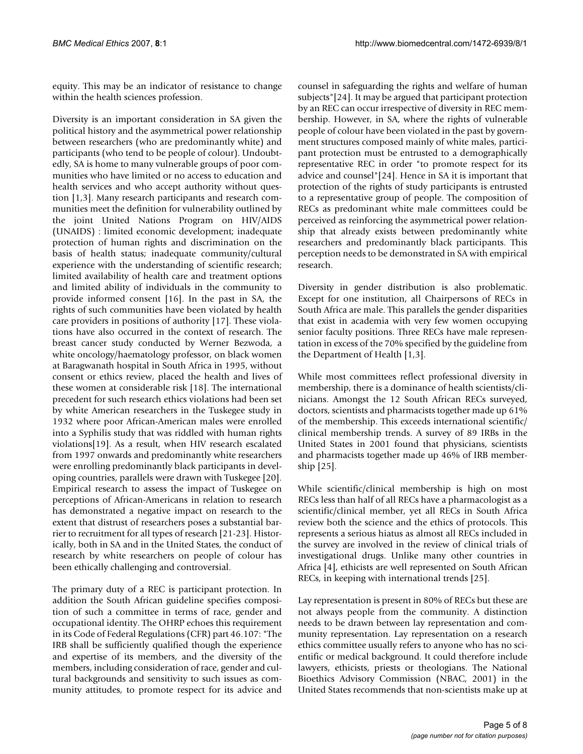equity. This may be an indicator of resistance to change within the health sciences profession.

Diversity is an important consideration in SA given the political history and the asymmetrical power relationship between researchers (who are predominantly white) and participants (who tend to be people of colour). Undoubtedly, SA is home to many vulnerable groups of poor communities who have limited or no access to education and health services and who accept authority without question [1,3]. Many research participants and research communities meet the definition for vulnerability outlined by the joint United Nations Program on HIV/AIDS (UNAIDS) : limited economic development; inadequate protection of human rights and discrimination on the basis of health status; inadequate community/cultural experience with the understanding of scientific research; limited availability of health care and treatment options and limited ability of individuals in the community to provide informed consent [16]. In the past in SA, the rights of such communities have been violated by health care providers in positions of authority [17]. These violations have also occurred in the context of research. The breast cancer study conducted by Werner Bezwoda, a white oncology/haematology professor, on black women at Baragwanath hospital in South Africa in 1995, without consent or ethics review, placed the health and lives of these women at considerable risk [18]. The international precedent for such research ethics violations had been set by white American researchers in the Tuskegee study in 1932 where poor African-American males were enrolled into a Syphilis study that was riddled with human rights violations[19]. As a result, when HIV research escalated from 1997 onwards and predominantly white researchers were enrolling predominantly black participants in developing countries, parallels were drawn with Tuskegee [20]. Empirical research to assess the impact of Tuskegee on perceptions of African-Americans in relation to research has demonstrated a negative impact on research to the extent that distrust of researchers poses a substantial barrier to recruitment for all types of research [21-23]. Historically, both in SA and in the United States, the conduct of research by white researchers on people of colour has been ethically challenging and controversial.

The primary duty of a REC is participant protection. In addition the South African guideline specifies composition of such a committee in terms of race, gender and occupational identity. The OHRP echoes this requirement in its Code of Federal Regulations (CFR) part 46.107: "The IRB shall be sufficiently qualified though the experience and expertise of its members, and the diversity of the members, including consideration of race, gender and cultural backgrounds and sensitivity to such issues as community attitudes, to promote respect for its advice and counsel in safeguarding the rights and welfare of human subjects"[24]. It may be argued that participant protection by an REC can occur irrespective of diversity in REC membership. However, in SA, where the rights of vulnerable people of colour have been violated in the past by government structures composed mainly of white males, participant protection must be entrusted to a demographically representative REC in order "to promote respect for its advice and counsel"[24]. Hence in SA it is important that protection of the rights of study participants is entrusted to a representative group of people. The composition of RECs as predominant white male committees could be perceived as reinforcing the asymmetrical power relationship that already exists between predominantly white researchers and predominantly black participants. This perception needs to be demonstrated in SA with empirical research.

Diversity in gender distribution is also problematic. Except for one institution, all Chairpersons of RECs in South Africa are male. This parallels the gender disparities that exist in academia with very few women occupying senior faculty positions. Three RECs have male representation in excess of the 70% specified by the guideline from the Department of Health [1,3].

While most committees reflect professional diversity in membership, there is a dominance of health scientists/clinicians. Amongst the 12 South African RECs surveyed, doctors, scientists and pharmacists together made up 61% of the membership. This exceeds international scientific/clinical membership trends. A survey of 89 IRBs in the United States in 2001 found that physicians, scientists and pharmacists together made up 46% of IRB membership [25].

While scientific/clinical membership is high on most RECs less than half of all RECs have a pharmacologist as a scientific/clinical member, yet all RECs in South Africa review both the science and the ethics of protocols. This represents a serious hiatus as almost all RECs included in the survey are involved in the review of clinical trials of investigational drugs. Unlike many other countries in Africa [4], ethicists are well represented on South African RECs, in keeping with international trends [25].

Lay representation is present in 80% of RECs but these are not always people from the community. A distinction needs to be drawn between lay representation and community representation. Lay representation on a research ethics committee usually refers to anyone who has no scientific or medical background. It could therefore include lawyers, ethicists, priests or theologians. The National Bioethics Advisory Commission (NBAC, 2001) in the United States recommends that non-scientists make up at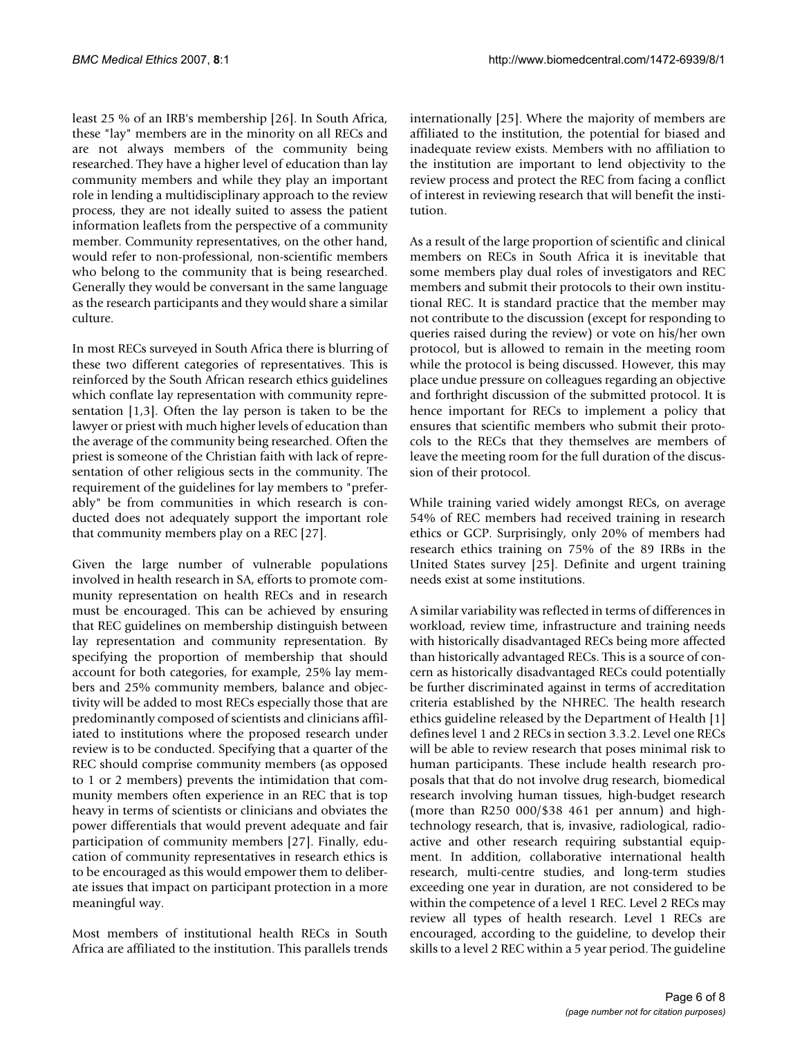least 25 % of an IRB's membership [26]. In South Africa, these "lay" members are in the minority on all RECs and are not always members of the community being researched. They have a higher level of education than lay community members and while they play an important role in lending a multidisciplinary approach to the review process, they are not ideally suited to assess the patient information leaflets from the perspective of a community member. Community representatives, on the other hand, would refer to non-professional, non-scientific members who belong to the community that is being researched. Generally they would be conversant in the same language as the research participants and they would share a similar culture.

In most RECs surveyed in South Africa there is blurring of these two different categories of representatives. This is reinforced by the South African research ethics guidelines which conflate lay representation with community representation [1,3]. Often the lay person is taken to be the lawyer or priest with much higher levels of education than the average of the community being researched. Often the priest is someone of the Christian faith with lack of representation of other religious sects in the community. The requirement of the guidelines for lay members to "preferably" be from communities in which research is conducted does not adequately support the important role that community members play on a REC [27].

Given the large number of vulnerable populations involved in health research in SA, efforts to promote community representation on health RECs and in research must be encouraged. This can be achieved by ensuring that REC guidelines on membership distinguish between lay representation and community representation. By specifying the proportion of membership that should account for both categories, for example, 25% lay members and 25% community members, balance and objectivity will be added to most RECs especially those that are predominantly composed of scientists and clinicians affiliated to institutions where the proposed research under review is to be conducted. Specifying that a quarter of the REC should comprise community members (as opposed to 1 or 2 members) prevents the intimidation that community members often experience in an REC that is top heavy in terms of scientists or clinicians and obviates the power differentials that would prevent adequate and fair participation of community members [27]. Finally, education of community representatives in research ethics is to be encouraged as this would empower them to deliberate issues that impact on participant protection in a more meaningful way.

Most members of institutional health RECs in South Africa are affiliated to the institution. This parallels trends internationally [25]. Where the majority of members are affiliated to the institution, the potential for biased and inadequate review exists. Members with no affiliation to the institution are important to lend objectivity to the review process and protect the REC from facing a conflict of interest in reviewing research that will benefit the institution.

As a result of the large proportion of scientific and clinical members on RECs in South Africa it is inevitable that some members play dual roles of investigators and REC members and submit their protocols to their own institutional REC. It is standard practice that the member may not contribute to the discussion (except for responding to queries raised during the review) or vote on his/her own protocol, but is allowed to remain in the meeting room while the protocol is being discussed. However, this may place undue pressure on colleagues regarding an objective and forthright discussion of the submitted protocol. It is hence important for RECs to implement a policy that ensures that scientific members who submit their protocols to the RECs that they themselves are members of leave the meeting room for the full duration of the discussion of their protocol.

While training varied widely amongst RECs, on average 54% of REC members had received training in research ethics or GCP. Surprisingly, only 20% of members had research ethics training on 75% of the 89 IRBs in the United States survey [25]. Definite and urgent training needs exist at some institutions.

A similar variability was reflected in terms of differences in workload, review time, infrastructure and training needs with historically disadvantaged RECs being more affected than historically advantaged RECs. This is a source of concern as historically disadvantaged RECs could potentially be further discriminated against in terms of accreditation criteria established by the NHREC. The health research ethics guideline released by the Department of Health [1] defines level 1 and 2 RECs in section 3.3.2. Level one RECs will be able to review research that poses minimal risk to human participants. These include health research proposals that that do not involve drug research, biomedical research involving human tissues, high-budget research (more than R250 000/$38 461 per annum) and high-technology research, that is, invasive, radiological, radioactive and other research requiring substantial equipment. In addition, collaborative international health research, multi-centre studies, and long-term studies exceeding one year in duration, are not considered to be within the competence of a level 1 REC. Level 2 RECs may review all types of health research. Level 1 RECs are encouraged, according to the guideline, to develop their skills to a level 2 REC within a 5 year period. The guideline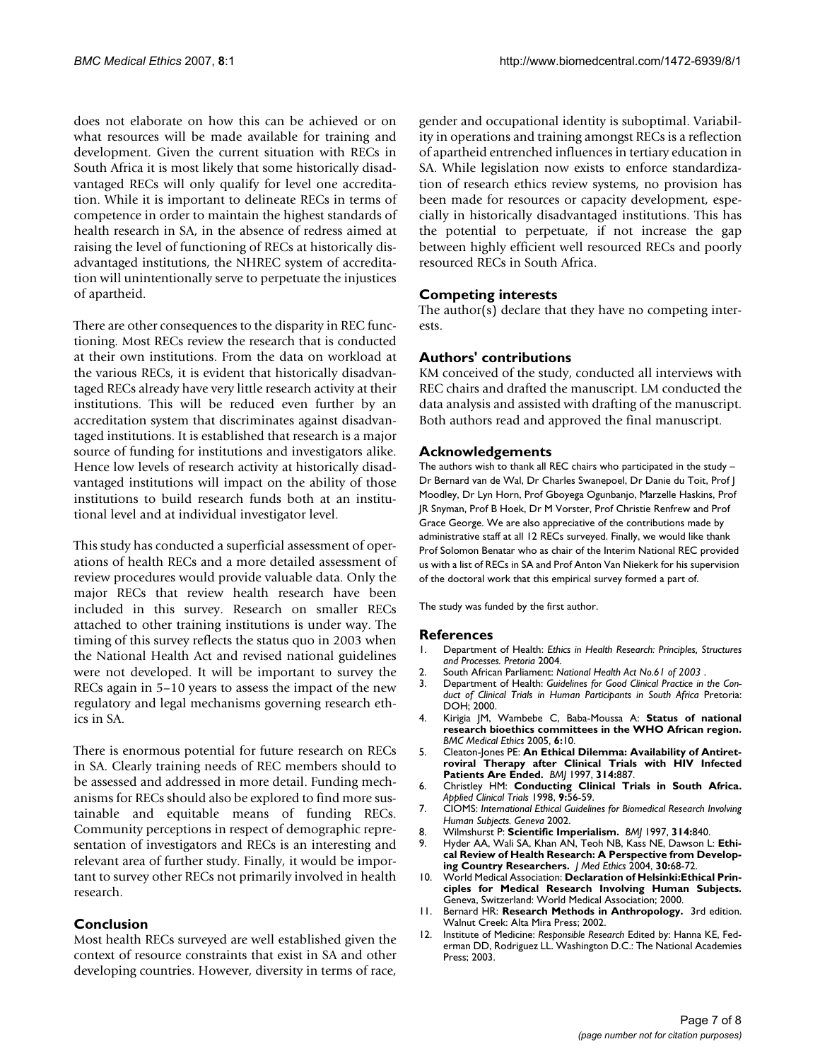does not elaborate on how this can be achieved or on what resources will be made available for training and development. Given the current situation with RECs in South Africa it is most likely that some historically disadvantaged RECs will only qualify for level one accreditation. While it is important to delineate RECs in terms of competence in order to maintain the highest standards of health research in SA, in the absence of redress aimed at raising the level of functioning of RECs at historically disadvantaged institutions, the NHREC system of accreditation will unintentionally serve to perpetuate the injustices of apartheid.

There are other consequences to the disparity in REC functioning. Most RECs review the research that is conducted at their own institutions. From the data on workload at the various RECs, it is evident that historically disadvantaged RECs already have very little research activity at their institutions. This will be reduced even further by an accreditation system that discriminates against disadvantaged institutions. It is established that research is a major source of funding for institutions and investigators alike. Hence low levels of research activity at historically disadvantaged institutions will impact on the ability of those institutions to build research funds both at an institutional level and at individual investigator level.

This study has conducted a superficial assessment of operations of health RECs and a more detailed assessment of review procedures would provide valuable data. Only the major RECs that review health research have been included in this survey. Research on smaller RECs attached to other training institutions is under way. The timing of this survey reflects the status quo in 2003 when the National Health Act and revised national guidelines were not developed. It will be important to survey the RECs again in 5–10 years to assess the impact of the new regulatory and legal mechanisms governing research ethics in SA.

There is enormous potential for future research on RECs in SA. Clearly training needs of REC members should to be assessed and addressed in more detail. Funding mechanisms for RECs should also be explored to find more sustainable and equitable means of funding RECs. Community perceptions in respect of demographic representation of investigators and RECs is an interesting and relevant area of further study. Finally, it would be important to survey other RECs not primarily involved in health research.

## Conclusion

Most health RECs surveyed are well established given the context of resource constraints that exist in SA and other developing countries. However, diversity in terms of race, gender and occupational identity is suboptimal. Variability in operations and training amongst RECs is a reflection of apartheid entrenched influences in tertiary education in SA. While legislation now exists to enforce standardization of research ethics review systems, no provision has been made for resources or capacity development, especially in historically disadvantaged institutions. This has the potential to perpetuate, if not increase the gap between highly efficient well resourced RECs and poorly resourced RECs in South Africa.

## Competing interests

The author(s) declare that they have no competing interests.

## Authors' contributions

KM conceived of the study, conducted all interviews with REC chairs and drafted the manuscript. LM conducted the data analysis and assisted with drafting of the manuscript. Both authors read and approved the final manuscript.

## Acknowledgements

The authors wish to thank all REC chairs who participated in the study – Dr Bernard van de Wal, Dr Charles Swanepoel, Dr Danie du Toit, Prof J Moodley, Dr Lyn Horn, Prof Gboyega Ogunbanjo, Marzelle Haskins, Prof JR Snyman, Prof B Hoek, Dr M Vorster, Prof Christie Renfrew and Prof Grace George. We are also appreciative of the contributions made by administrative staff at all 12 RECs surveyed. Finally, we would like thank Prof Solomon Benatar who as chair of the Interim National REC provided us with a list of RECs in SA and Prof Anton Van Niekerk for his supervision of the doctoral work that this empirical survey formed a part of.

The study was funded by the first author.

## References

1. Department of Health: *Ethics in Health Research: Principles, Structures and Processes. Pretoria* 2004.
2. South African Parliament: *National Health Act No.61 of 2003* .
3. Department of Health: *Guidelines for Good Clinical Practice in the Conduct of Clinical Trials in Human Participants in South Africa* Pretoria: DOH; 2000.
4. Kirigia JM, Wambebe C, Baba-Moussa A: **Status of national research bioethics committees in the WHO African region.** *BMC Medical Ethics* 2005, **6:**10.
5. Cleaton-Jones PE: **An Ethical Dilemma: Availability of Antiretroviral Therapy after Clinical Trials with HIV Infected Patients Are Ended.** *BMJ* 1997, **314:**887.
6. Christley HM: **Conducting Clinical Trials in South Africa.** *Applied Clinical Trials* 1998, **9:**56-59.
7. CIOMS: *International Ethical Guidelines for Biomedical Research Involving Human Subjects. Geneva* 2002.
8. Wilmshurst P: **Scientific Imperialism.** *BMJ* 1997, **314:**840.
9. Hyder AA, Wali SA, Khan AN, Teoh NB, Kass NE, Dawson L: **Ethical Review of Health Research: A Perspective from Developing Country Researchers.** *J Med Ethics* 2004, **30:**68-72.
10. World Medical Association: **Declaration of Helsinki:Ethical Principles for Medical Research Involving Human Subjects.** Geneva, Switzerland: World Medical Association; 2000.
11. Bernard HR: **Research Methods in Anthropology.** 3rd edition. Walnut Creek: Alta Mira Press; 2002.
12. Institute of Medicine: *Responsible Research* Edited by: Hanna KE, Federman DD, Rodriguez LL. Washington D.C.: The National Academies Press; 2003.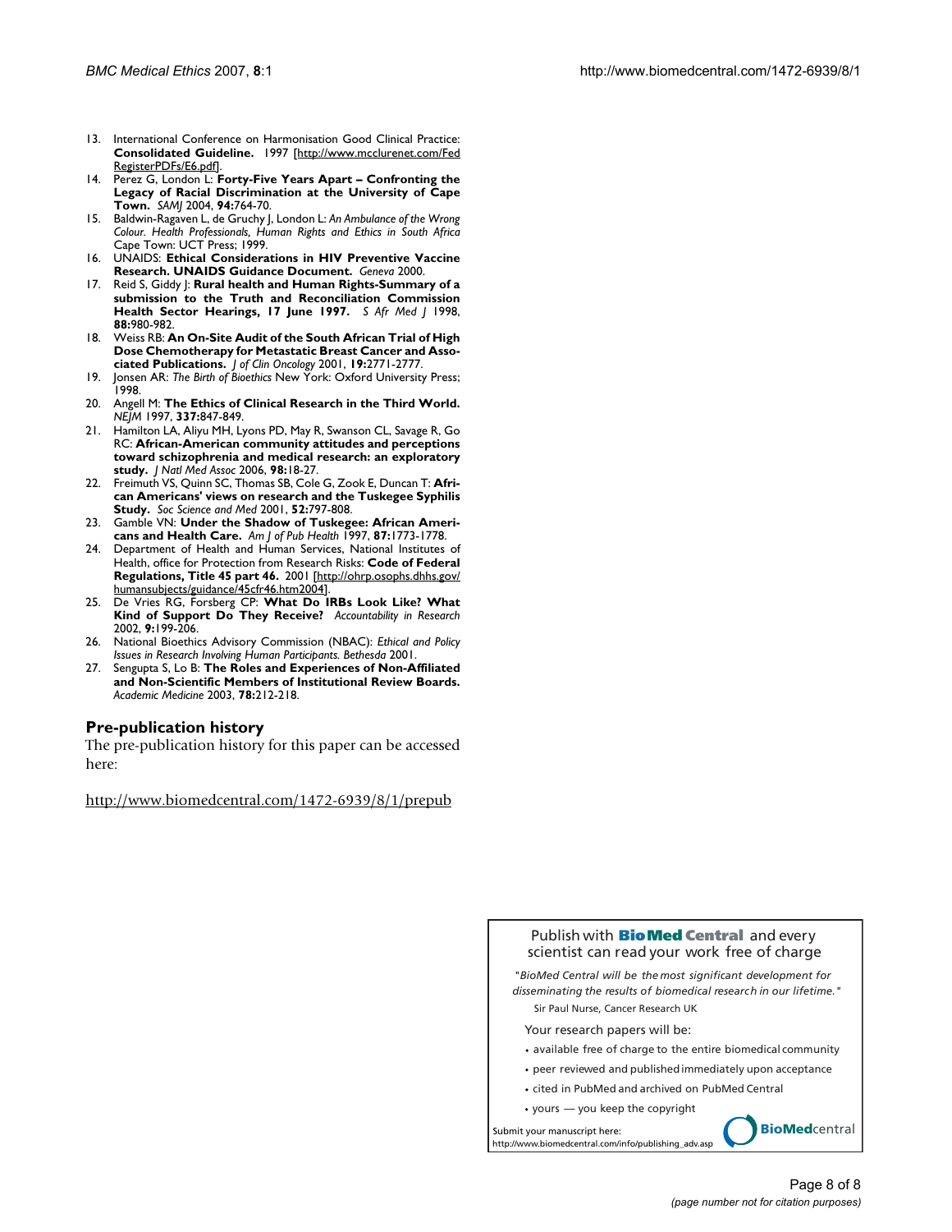13. International Conference on Harmonisation Good Clinical Practice: **Consolidated Guideline.** 1997 [http://www.mcclurenet.com/FedRegisterPDFs/E6.pdf].
14. Perez G, London L: **Forty-Five Years Apart – Confronting the Legacy of Racial Discrimination at the University of Cape Town.** *SAMJ* 2004, **94:**764-70.
15. Baldwin-Ragaven L, de Gruchy J, London L: *An Ambulance of the Wrong Colour. Health Professionals, Human Rights and Ethics in South Africa* Cape Town: UCT Press; 1999.
16. UNAIDS: **Ethical Considerations in HIV Preventive Vaccine Research. UNAIDS Guidance Document.** *Geneva* 2000.
17. Reid S, Giddy J: **Rural health and Human Rights-Summary of a submission to the Truth and Reconciliation Commission Health Sector Hearings, 17 June 1997.** *S Afr Med J* 1998, **88:**980-982.
18. Weiss RB: **An On-Site Audit of the South African Trial of High Dose Chemotherapy for Metastatic Breast Cancer and Associated Publications.** *J of Clin Oncology* 2001, **19:**2771-2777.
19. Jonsen AR: *The Birth of Bioethics* New York: Oxford University Press; 1998.
20. Angell M: **The Ethics of Clinical Research in the Third World.** *NEJM* 1997, **337:**847-849.
21. Hamilton LA, Aliyu MH, Lyons PD, May R, Swanson CL, Savage R, Go RC: **African-American community attitudes and perceptions toward schizophrenia and medical research: an exploratory study.** *J Natl Med Assoc* 2006, **98:**18-27.
22. Freimuth VS, Quinn SC, Thomas SB, Cole G, Zook E, Duncan T: **African Americans' views on research and the Tuskegee Syphilis Study.** *Soc Science and Med* 2001, **52:**797-808.
23. Gamble VN: **Under the Shadow of Tuskegee: African Americans and Health Care.** *Am J of Pub Health* 1997, **87:**1773-1778.
24. Department of Health and Human Services, National Institutes of Health, office for Protection from Research Risks: **Code of Federal Regulations, Title 45 part 46.** 2001 [http://ohrp.osophs.dhhs.gov/humansubjects/guidance/45cfr46.htm2004].
25. De Vries RG, Forsberg CP: **What Do IRBs Look Like? What Kind of Support Do They Receive?** *Accountability in Research* 2002, **9:**199-206.
26. National Bioethics Advisory Commission (NBAC): *Ethical and Policy Issues in Research Involving Human Participants. Bethesda* 2001.
27. Sengupta S, Lo B: **The Roles and Experiences of Non-Affiliated and Non-Scientific Members of Institutional Review Boards.** *Academic Medicine* 2003, **78:**212-218.

## Pre-publication history

The pre-publication history for this paper can be accessed here:

http://www.biomedcentral.com/1472-6939/8/1/prepub

Publish with **BioMed Central** and every scientist can read your work free of charge

*"BioMed Central will be the most significant development for disseminating the results of biomedical research in our lifetime."*

Sir Paul Nurse, Cancer Research UK

Your research papers will be:

- available free of charge to the entire biomedical community
- peer reviewed and published immediately upon acceptance
- cited in PubMed and archived on PubMed Central
- yours — you keep the copyright

Submit your manuscript here:
http://www.biomedcentral.com/info/publishing_adv.asp

BioMedcentral